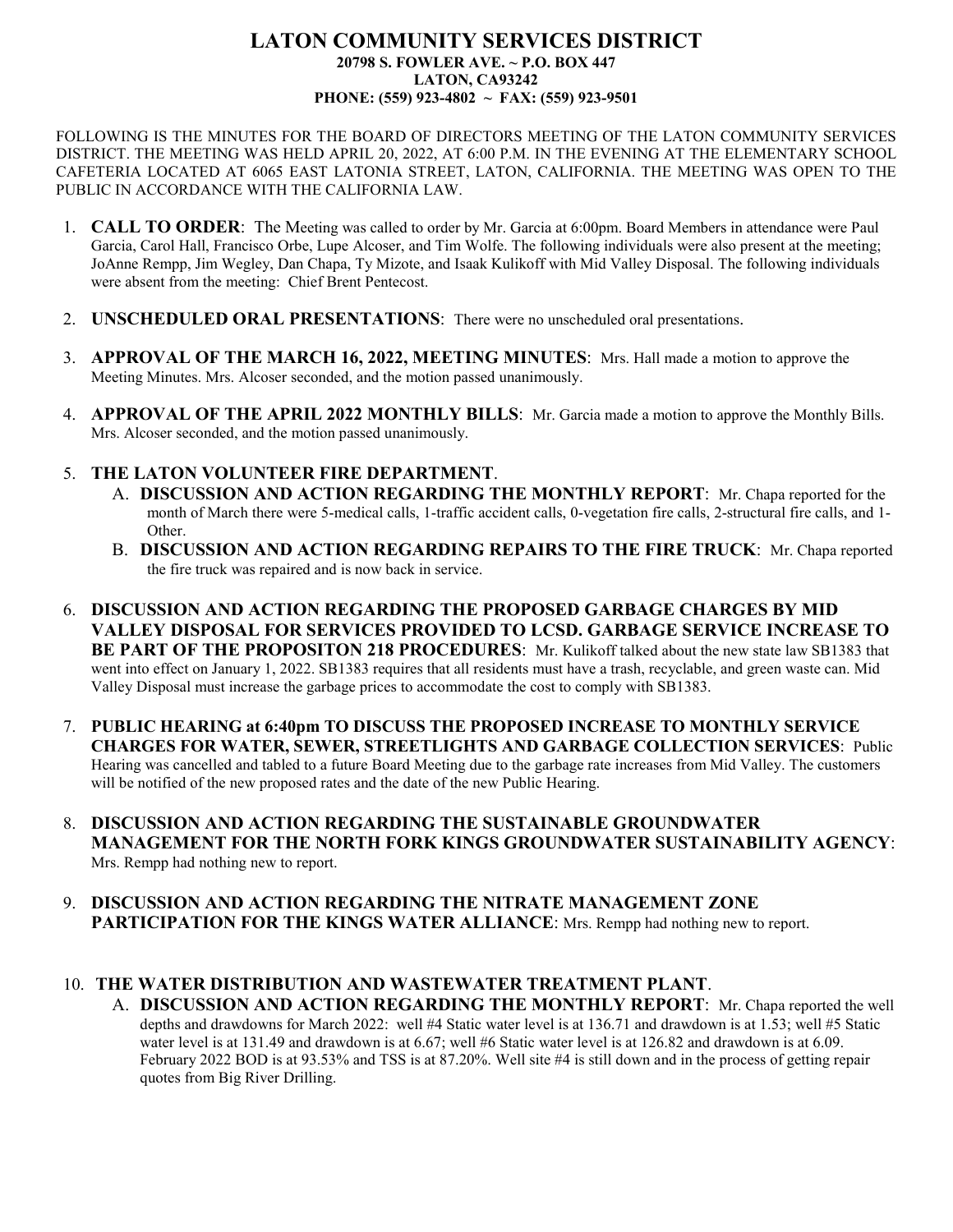# LATON COMMUNITY SERVICES DISTRICT

**20798 S. FOWLER AVE. ~ P.O. BOX 447**
**LATON, CA93242**
**PHONE: (559) 923-4802 ~ FAX: (559) 923-9501**

FOLLOWING IS THE MINUTES FOR THE BOARD OF DIRECTORS MEETING OF THE LATON COMMUNITY SERVICES DISTRICT. THE MEETING WAS HELD APRIL 20, 2022, AT 6:00 P.M. IN THE EVENING AT THE ELEMENTARY SCHOOL CAFETERIA LOCATED AT 6065 EAST LATONIA STREET, LATON, CALIFORNIA. THE MEETING WAS OPEN TO THE PUBLIC IN ACCORDANCE WITH THE CALIFORNIA LAW.

1. **CALL TO ORDER**: The Meeting was called to order by Mr. Garcia at 6:00pm. Board Members in attendance were Paul Garcia, Carol Hall, Francisco Orbe, Lupe Alcoser, and Tim Wolfe. The following individuals were also present at the meeting; JoAnne Rempp, Jim Wegley, Dan Chapa, Ty Mizote, and Isaak Kulikoff with Mid Valley Disposal. The following individuals were absent from the meeting: Chief Brent Pentecost.

2. **UNSCHEDULED ORAL PRESENTATIONS**: There were no unscheduled oral presentations.

3. **APPROVAL OF THE MARCH 16, 2022, MEETING MINUTES**: Mrs. Hall made a motion to approve the Meeting Minutes. Mrs. Alcoser seconded, and the motion passed unanimously.

4. **APPROVAL OF THE APRIL 2022 MONTHLY BILLS**: Mr. Garcia made a motion to approve the Monthly Bills. Mrs. Alcoser seconded, and the motion passed unanimously.

5. **THE LATON VOLUNTEER FIRE DEPARTMENT**.
   A. **DISCUSSION AND ACTION REGARDING THE MONTHLY REPORT**: Mr. Chapa reported for the month of March there were 5-medical calls, 1-traffic accident calls, 0-vegetation fire calls, 2-structural fire calls, and 1-Other.
   B. **DISCUSSION AND ACTION REGARDING REPAIRS TO THE FIRE TRUCK**: Mr. Chapa reported the fire truck was repaired and is now back in service.

6. **DISCUSSION AND ACTION REGARDING THE PROPOSED GARBAGE CHARGES BY MID VALLEY DISPOSAL FOR SERVICES PROVIDED TO LCSD. GARBAGE SERVICE INCREASE TO BE PART OF THE PROPOSITON 218 PROCEDURES**: Mr. Kulikoff talked about the new state law SB1383 that went into effect on January 1, 2022. SB1383 requires that all residents must have a trash, recyclable, and green waste can. Mid Valley Disposal must increase the garbage prices to accommodate the cost to comply with SB1383.

7. **PUBLIC HEARING at 6:40pm TO DISCUSS THE PROPOSED INCREASE TO MONTHLY SERVICE CHARGES FOR WATER, SEWER, STREETLIGHTS AND GARBAGE COLLECTION SERVICES**: Public Hearing was cancelled and tabled to a future Board Meeting due to the garbage rate increases from Mid Valley. The customers will be notified of the new proposed rates and the date of the new Public Hearing.

8. **DISCUSSION AND ACTION REGARDING THE SUSTAINABLE GROUNDWATER MANAGEMENT FOR THE NORTH FORK KINGS GROUNDWATER SUSTAINABILITY AGENCY**: Mrs. Rempp had nothing new to report.

9. **DISCUSSION AND ACTION REGARDING THE NITRATE MANAGEMENT ZONE PARTICIPATION FOR THE KINGS WATER ALLIANCE**: Mrs. Rempp had nothing new to report.

10. **THE WATER DISTRIBUTION AND WASTEWATER TREATMENT PLANT**.
    A. **DISCUSSION AND ACTION REGARDING THE MONTHLY REPORT**: Mr. Chapa reported the well depths and drawdowns for March 2022: well #4 Static water level is at 136.71 and drawdown is at 1.53; well #5 Static water level is at 131.49 and drawdown is at 6.67; well #6 Static water level is at 126.82 and drawdown is at 6.09. February 2022 BOD is at 93.53% and TSS is at 87.20%. Well site #4 is still down and in the process of getting repair quotes from Big River Drilling.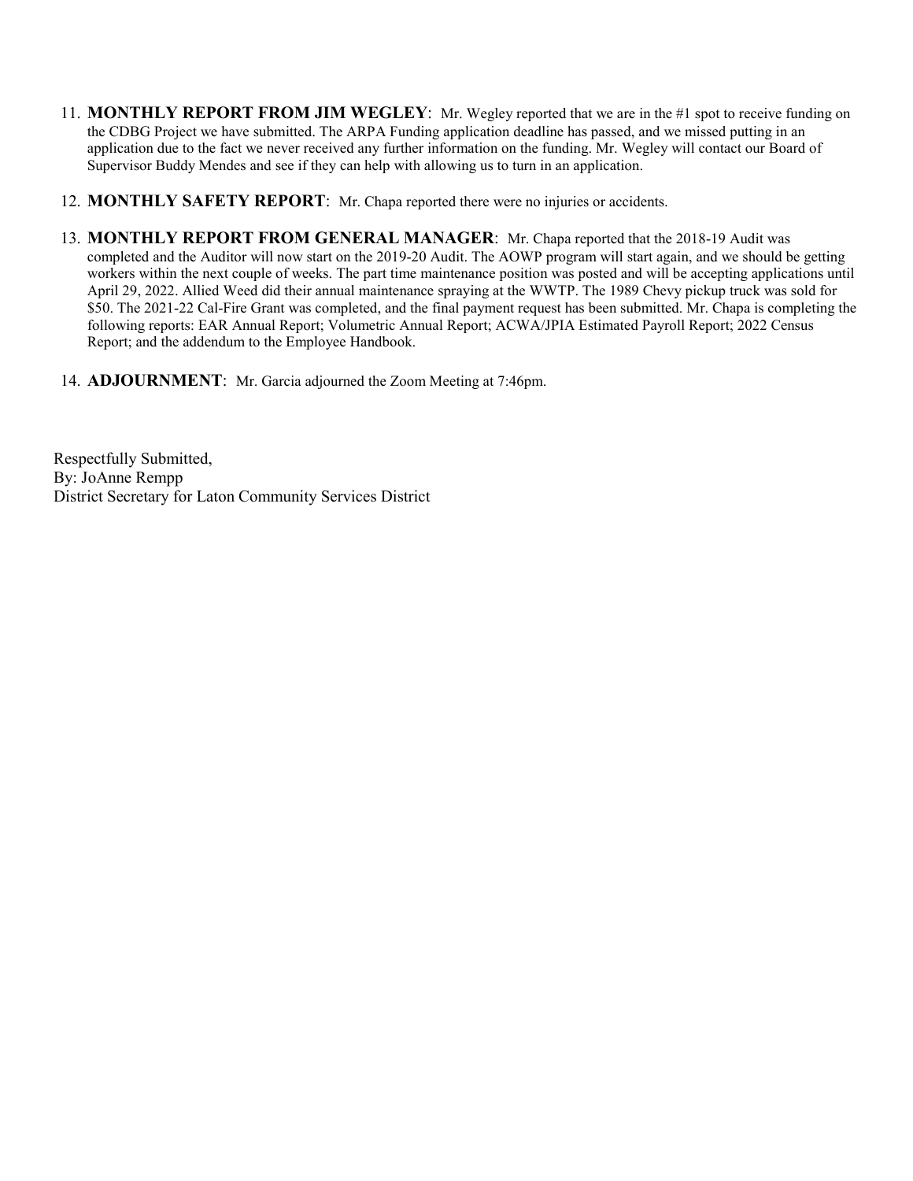11. **MONTHLY REPORT FROM JIM WEGLEY**: Mr. Wegley reported that we are in the #1 spot to receive funding on the CDBG Project we have submitted. The ARPA Funding application deadline has passed, and we missed putting in an application due to the fact we never received any further information on the funding. Mr. Wegley will contact our Board of Supervisor Buddy Mendes and see if they can help with allowing us to turn in an application.

12. **MONTHLY SAFETY REPORT**: Mr. Chapa reported there were no injuries or accidents.

13. **MONTHLY REPORT FROM GENERAL MANAGER**: Mr. Chapa reported that the 2018-19 Audit was completed and the Auditor will now start on the 2019-20 Audit. The AOWP program will start again, and we should be getting workers within the next couple of weeks. The part time maintenance position was posted and will be accepting applications until April 29, 2022. Allied Weed did their annual maintenance spraying at the WWTP. The 1989 Chevy pickup truck was sold for $50. The 2021-22 Cal-Fire Grant was completed, and the final payment request has been submitted. Mr. Chapa is completing the following reports: EAR Annual Report; Volumetric Annual Report; ACWA/JPIA Estimated Payroll Report; 2022 Census Report; and the addendum to the Employee Handbook.

14. **ADJOURNMENT**: Mr. Garcia adjourned the Zoom Meeting at 7:46pm.

Respectfully Submitted,
By: JoAnne Rempp
District Secretary for Laton Community Services District